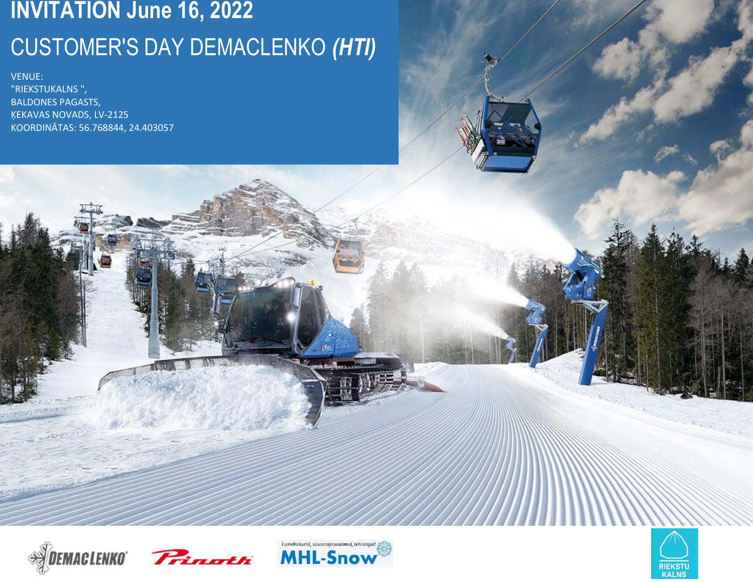# INVITATION June 16, 2022

## CUSTOMER'S DAY DEMACLENKO *(HTI)*

VENUE:
"RIEKSTUKALNS ",
BALDONES PAGASTS,
ĶEKAVAS NOVADS, LV-2125
KOORDINĀTAS: 56.768844, 24.403057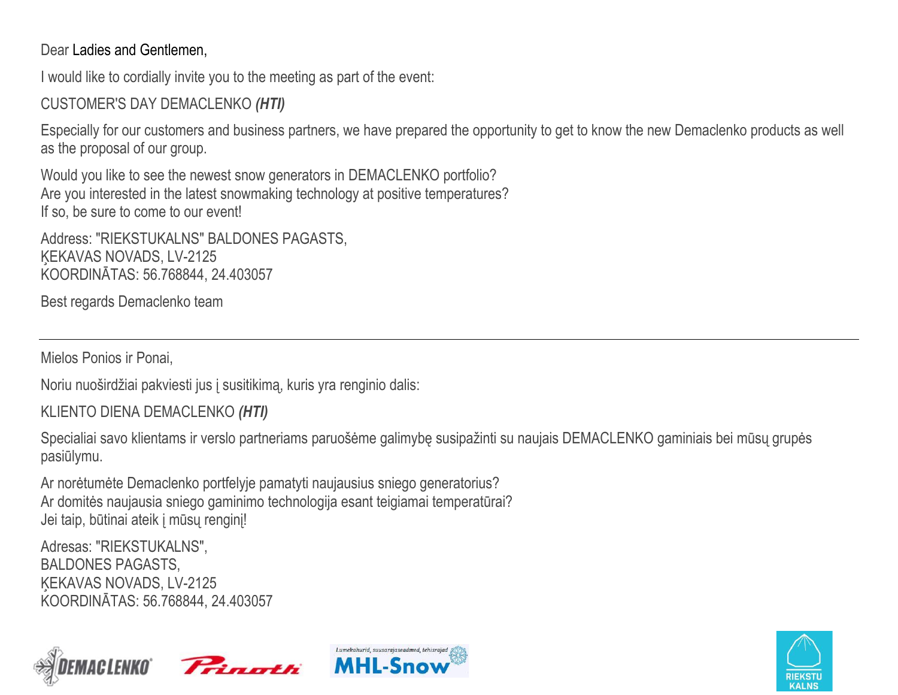Dear Ladies and Gentlemen,

I would like to cordially invite you to the meeting as part of the event:

CUSTOMER'S DAY DEMACLENKO ***(HTI)***

Especially for our customers and business partners, we have prepared the opportunity to get to know the new Demaclenko products as well as the proposal of our group.

Would you like to see the newest snow generators in DEMACLENKO portfolio?
Are you interested in the latest snowmaking technology at positive temperatures?
If so, be sure to come to our event!

Address: "RIEKSTUKALNS" BALDONES PAGASTS,
ĶEKAVAS NOVADS, LV-2125
KOORDINĀTAS: 56.768844, 24.403057

Best regards Demaclenko team

---

Mielos Ponios ir Ponai,

Noriu nuoširdžiai pakviesti jus į susitikimą, kuris yra renginio dalis:

KLIENTO DIENA DEMACLENKO ***(HTI)***

Specialiai savo klientams ir verslo partneriams paruošėme galimybę susipažinti su naujais DEMACLENKO gaminiais bei mūsų grupės pasiūlymu.

Ar norėtumėte Demaclenko portfelyje pamatyti naujausius sniego generatorius?
Ar domitės naujausia sniego gaminimo technologija esant teigiamai temperatūrai?
Jei taip, būtinai ateik į mūsų renginį!

Adresas: "RIEKSTUKALNS",
BALDONES PAGASTS,
ĶEKAVAS NOVADS, LV-2125
KOORDINĀTAS: 56.768844, 24.403057

DEMACLENKO Prinoth Lumekahurid, suusarajaseadmed, tehisrajad MHL-Snow RIEKSTU KALNS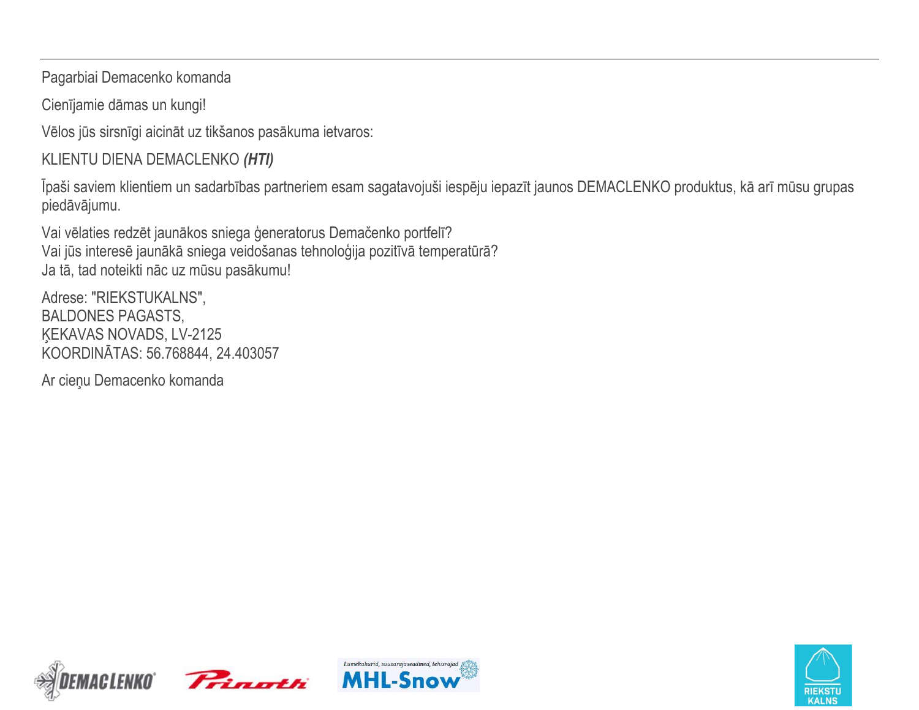Pagarbiai Demacenko komanda

Cienījamie dāmas un kungi!

Vēlos jūs sirsnīgi aicināt uz tikšanos pasākuma ietvaros:

KLIENTU DIENA DEMACLENKO ***(HTI)***

Īpaši saviem klientiem un sadarbības partneriem esam sagatavojuši iespēju iepazīt jaunos DEMACLENKO produktus, kā arī mūsu grupas piedāvājumu.

Vai vēlaties redzēt jaunākos sniega ģeneratorus Demačenko portfelī?  
Vai jūs interesē jaunākā sniega veidošanas tehnoloģija pozitīvā temperatūrā?  
Ja tā, tad noteikti nāc uz mūsu pasākumu!

Adrese: "RIEKSTUKALNS",  
BALDONES PAGASTS,  
ĶEKAVAS NOVADS, LV-2125  
KOORDINĀTAS: 56.768844, 24.403057

Ar cieņu Demacenko komanda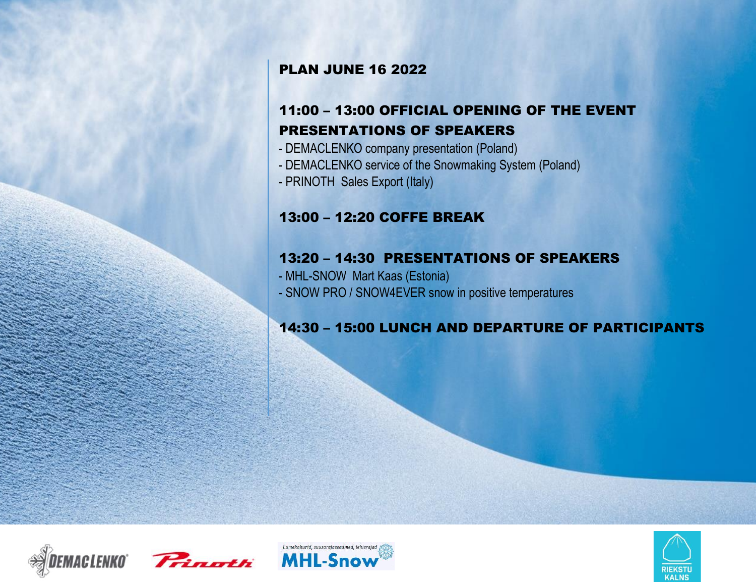## PLAN JUNE 16 2022

### 11:00 – 13:00 OFFICIAL OPENING OF THE EVENT

### PRESENTATIONS OF SPEAKERS

- DEMACLENKO company presentation (Poland)
- DEMACLENKO service of the Snowmaking System (Poland)
- PRINOTH  Sales Export (Italy)

### 13:00 – 12:20 COFFE BREAK

### 13:20 – 14:30  PRESENTATIONS OF SPEAKERS

- MHL-SNOW  Mart Kaas (Estonia)
- SNOW PRO / SNOW4EVER snow in positive temperatures

### 14:30 – 15:00 LUNCH AND DEPARTURE OF PARTICIPANTS

DEMACLENKO

Prinoth

Lumekahurid, suusarajaseadmed, tehisrajad
MHL-Snow

RIEKSTU KALNS